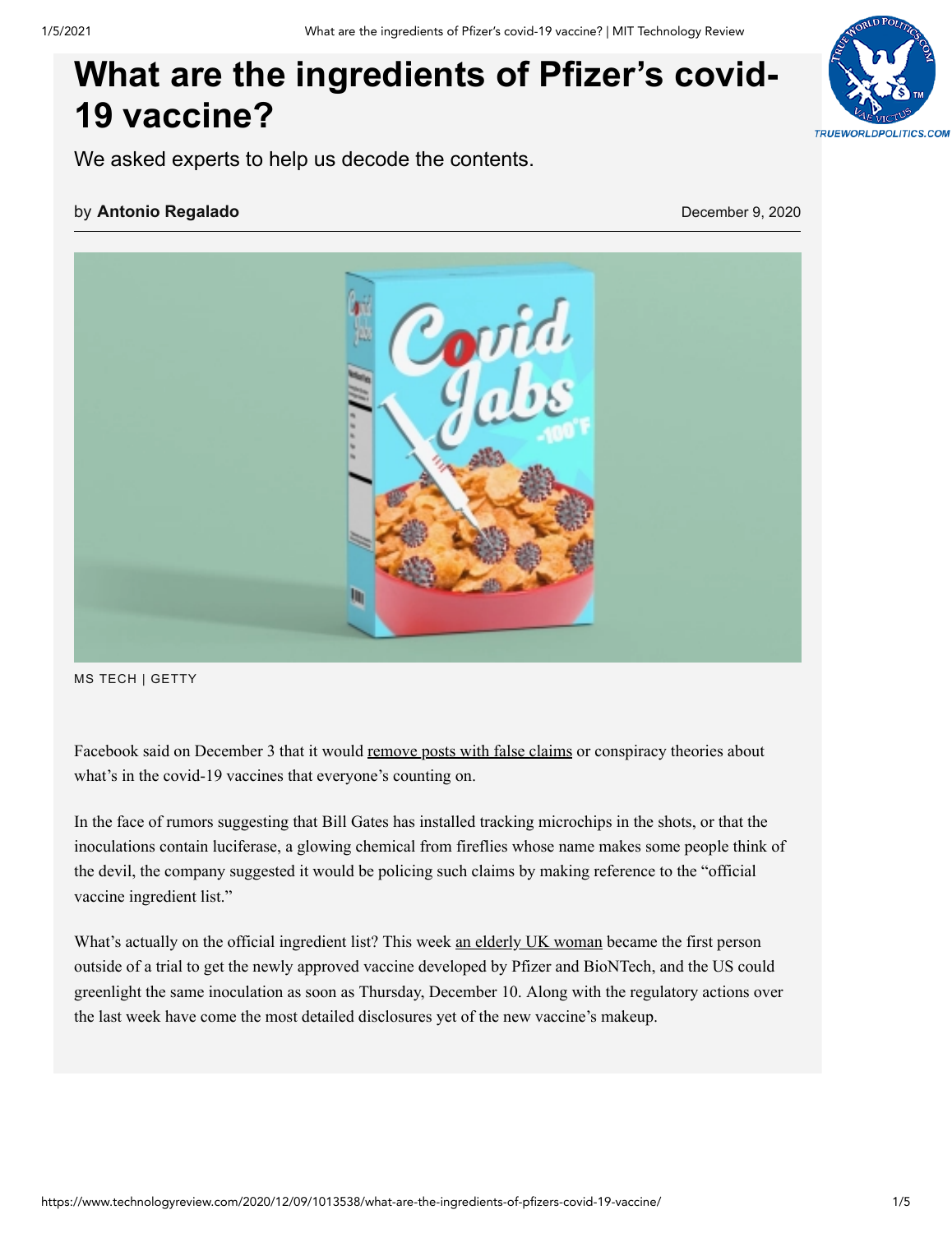# What are the ingredients of Pfizer's covid-19 vaccine?

We asked experts to help us decode the contents.

by **Antonio Regalado**

December 9, 2020

MS TECH | GETTY

Facebook said on December 3 that it would remove posts with false claims or conspiracy theories about what's in the covid-19 vaccines that everyone's counting on.

In the face of rumors suggesting that Bill Gates has installed tracking microchips in the shots, or that the inoculations contain luciferase, a glowing chemical from fireflies whose name makes some people think of the devil, the company suggested it would be policing such claims by making reference to the "official vaccine ingredient list."

What's actually on the official ingredient list? This week an elderly UK woman became the first person outside of a trial to get the newly approved vaccine developed by Pfizer and BioNTech, and the US could greenlight the same inoculation as soon as Thursday, December 10. Along with the regulatory actions over the last week have come the most detailed disclosures yet of the new vaccine's makeup.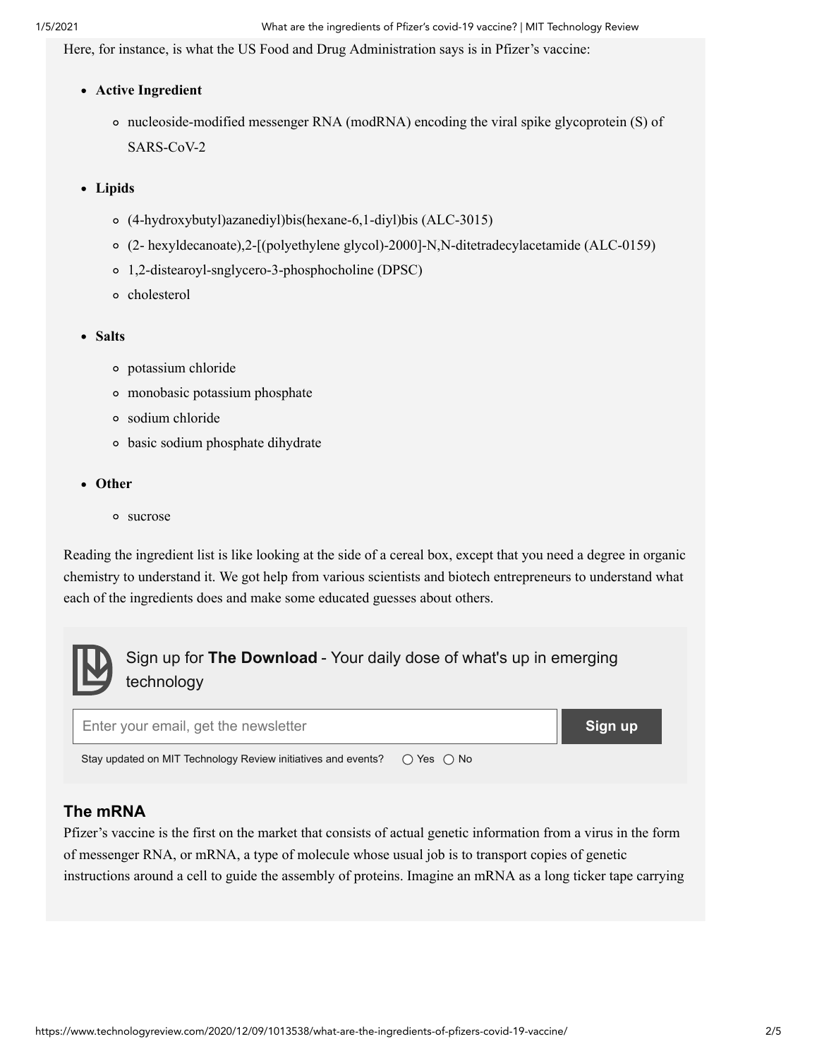Here, for instance, is what the US Food and Drug Administration says is in Pfizer's vaccine:

- **Active Ingredient**
  - nucleoside-modified messenger RNA (modRNA) encoding the viral spike glycoprotein (S) of SARS-CoV-2
- **Lipids**
  - (4-hydroxybutyl)azanediyl)bis(hexane-6,1-diyl)bis (ALC-3015)
  - (2- hexyldecanoate),2-[(polyethylene glycol)-2000]-N,N-ditetradecylacetamide (ALC-0159)
  - 1,2-distearoyl-snglycero-3-phosphocholine (DPSC)
  - cholesterol
- **Salts**
  - potassium chloride
  - monobasic potassium phosphate
  - sodium chloride
  - basic sodium phosphate dihydrate
- **Other**
  - sucrose

Reading the ingredient list is like looking at the side of a cereal box, except that you need a degree in organic chemistry to understand it. We got help from various scientists and biotech entrepreneurs to understand what each of the ingredients does and make some educated guesses about others.

Sign up for **The Download** - Your daily dose of what's up in emerging technology

Enter your email, get the newsletter | **Sign up**

Stay updated on MIT Technology Review initiatives and events? ○ Yes ○ No

## The mRNA

Pfizer's vaccine is the first on the market that consists of actual genetic information from a virus in the form of messenger RNA, or mRNA, a type of molecule whose usual job is to transport copies of genetic instructions around a cell to guide the assembly of proteins. Imagine an mRNA as a long ticker tape carrying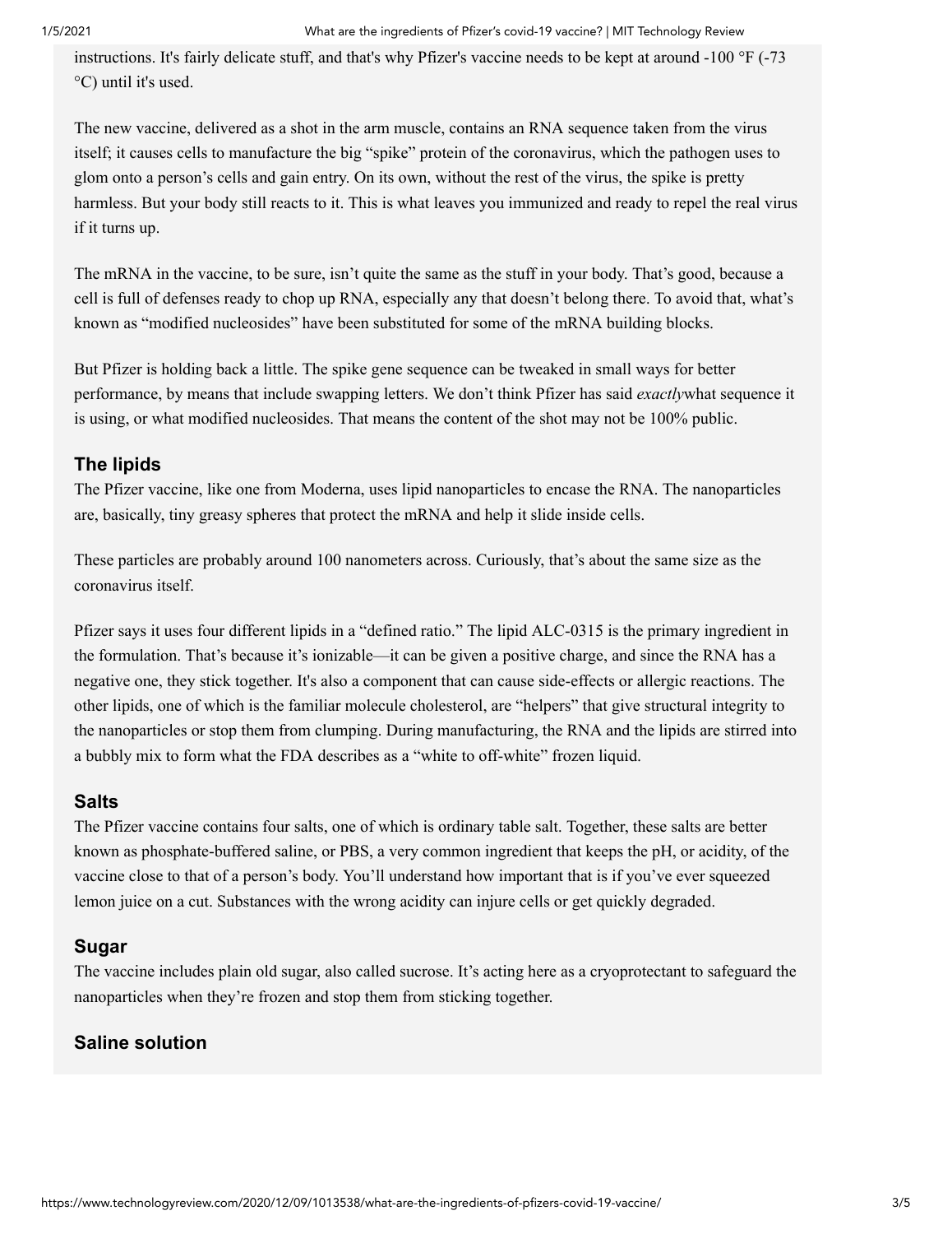instructions. It's fairly delicate stuff, and that's why Pfizer's vaccine needs to be kept at around -100 °F (-73 °C) until it's used.

The new vaccine, delivered as a shot in the arm muscle, contains an RNA sequence taken from the virus itself; it causes cells to manufacture the big "spike" protein of the coronavirus, which the pathogen uses to glom onto a person's cells and gain entry. On its own, without the rest of the virus, the spike is pretty harmless. But your body still reacts to it. This is what leaves you immunized and ready to repel the real virus if it turns up.

The mRNA in the vaccine, to be sure, isn't quite the same as the stuff in your body. That's good, because a cell is full of defenses ready to chop up RNA, especially any that doesn't belong there. To avoid that, what's known as "modified nucleosides" have been substituted for some of the mRNA building blocks.

But Pfizer is holding back a little. The spike gene sequence can be tweaked in small ways for better performance, by means that include swapping letters. We don't think Pfizer has said *exactly*what sequence it is using, or what modified nucleosides. That means the content of the shot may not be 100% public.

### The lipids

The Pfizer vaccine, like one from Moderna, uses lipid nanoparticles to encase the RNA. The nanoparticles are, basically, tiny greasy spheres that protect the mRNA and help it slide inside cells.

These particles are probably around 100 nanometers across. Curiously, that's about the same size as the coronavirus itself.

Pfizer says it uses four different lipids in a "defined ratio." The lipid ALC-0315 is the primary ingredient in the formulation. That's because it's ionizable—it can be given a positive charge, and since the RNA has a negative one, they stick together. It's also a component that can cause side-effects or allergic reactions. The other lipids, one of which is the familiar molecule cholesterol, are "helpers" that give structural integrity to the nanoparticles or stop them from clumping. During manufacturing, the RNA and the lipids are stirred into a bubbly mix to form what the FDA describes as a "white to off-white" frozen liquid.

### Salts

The Pfizer vaccine contains four salts, one of which is ordinary table salt. Together, these salts are better known as phosphate-buffered saline, or PBS, a very common ingredient that keeps the pH, or acidity, of the vaccine close to that of a person's body. You'll understand how important that is if you've ever squeezed lemon juice on a cut. Substances with the wrong acidity can injure cells or get quickly degraded.

### Sugar

The vaccine includes plain old sugar, also called sucrose. It's acting here as a cryoprotectant to safeguard the nanoparticles when they're frozen and stop them from sticking together.

### Saline solution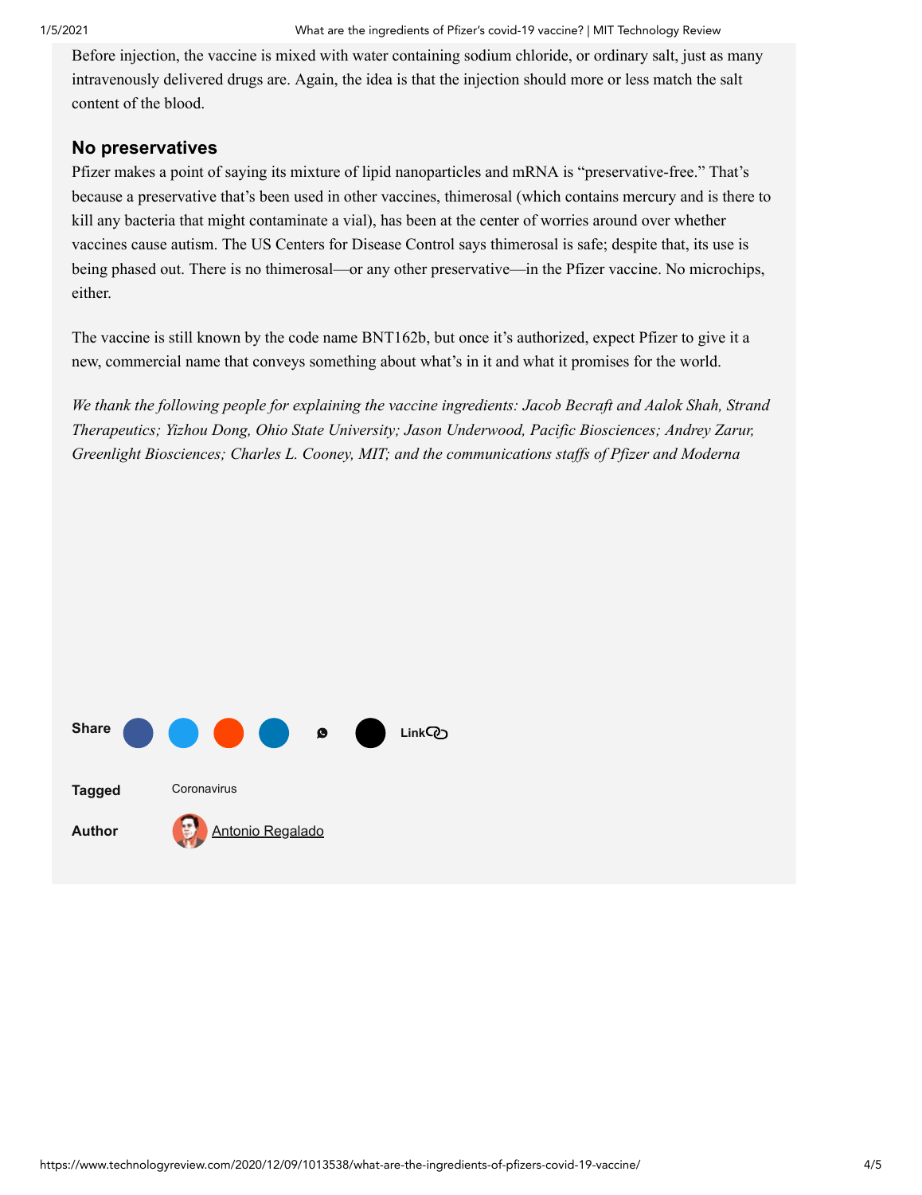Before injection, the vaccine is mixed with water containing sodium chloride, or ordinary salt, just as many intravenously delivered drugs are. Again, the idea is that the injection should more or less match the salt content of the blood.

## No preservatives

Pfizer makes a point of saying its mixture of lipid nanoparticles and mRNA is "preservative-free." That's because a preservative that's been used in other vaccines, thimerosal (which contains mercury and is there to kill any bacteria that might contaminate a vial), has been at the center of worries around over whether vaccines cause autism. The US Centers for Disease Control says thimerosal is safe; despite that, its use is being phased out. There is no thimerosal—or any other preservative—in the Pfizer vaccine. No microchips, either.

The vaccine is still known by the code name BNT162b, but once it's authorized, expect Pfizer to give it a new, commercial name that conveys something about what's in it and what it promises for the world.

*We thank the following people for explaining the vaccine ingredients: Jacob Becraft and Aalok Shah, Strand Therapeutics; Yizhou Dong, Ohio State University; Jason Underwood, Pacific Biosciences; Andrey Zarur, Greenlight Biosciences; Charles L. Cooney, MIT; and the communications staffs of Pfizer and Moderna*

**Share** Link

**Tagged** Coronavirus

**Author** Antonio Regalado